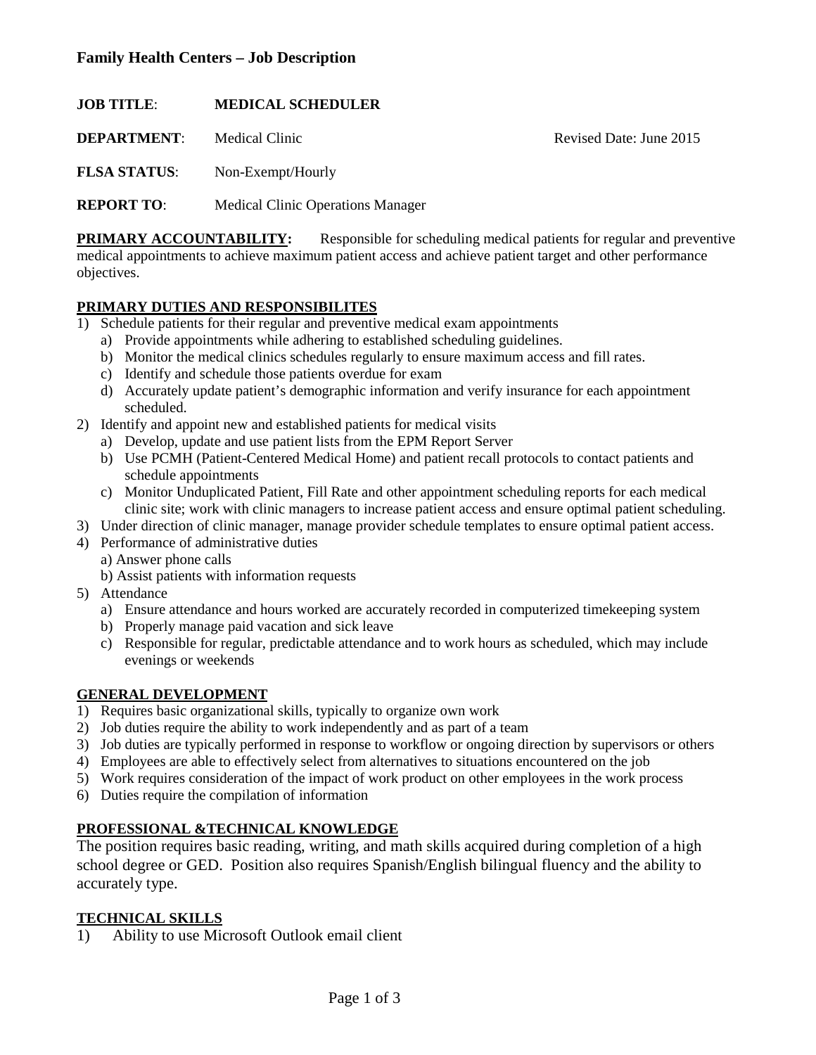## Family Health Centers – Job Description

**JOB TITLE**: **MEDICAL SCHEDULER**

**DEPARTMENT**: Medical Clinic Revised Date: June 2015

**FLSA STATUS**: Non-Exempt/Hourly

**REPORT TO**: Medical Clinic Operations Manager

**PRIMARY ACCOUNTABILITY:** Responsible for scheduling medical patients for regular and preventive medical appointments to achieve maximum patient access and achieve patient target and other performance objectives.

**PRIMARY DUTIES AND RESPONSIBILITES**

1) Schedule patients for their regular and preventive medical exam appointments
   a) Provide appointments while adhering to established scheduling guidelines.
   b) Monitor the medical clinics schedules regularly to ensure maximum access and fill rates.
   c) Identify and schedule those patients overdue for exam
   d) Accurately update patient's demographic information and verify insurance for each appointment scheduled.
2) Identify and appoint new and established patients for medical visits
   a) Develop, update and use patient lists from the EPM Report Server
   b) Use PCMH (Patient-Centered Medical Home) and patient recall protocols to contact patients and schedule appointments
   c) Monitor Unduplicated Patient, Fill Rate and other appointment scheduling reports for each medical clinic site; work with clinic managers to increase patient access and ensure optimal patient scheduling.
3) Under direction of clinic manager, manage provider schedule templates to ensure optimal patient access.
4) Performance of administrative duties
   a) Answer phone calls
   b) Assist patients with information requests
5) Attendance
   a) Ensure attendance and hours worked are accurately recorded in computerized timekeeping system
   b) Properly manage paid vacation and sick leave
   c) Responsible for regular, predictable attendance and to work hours as scheduled, which may include evenings or weekends

**GENERAL DEVELOPMENT**

1) Requires basic organizational skills, typically to organize own work
2) Job duties require the ability to work independently and as part of a team
3) Job duties are typically performed in response to workflow or ongoing direction by supervisors or others
4) Employees are able to effectively select from alternatives to situations encountered on the job
5) Work requires consideration of the impact of work product on other employees in the work process
6) Duties require the compilation of information

**PROFESSIONAL &TECHNICAL KNOWLEDGE**

The position requires basic reading, writing, and math skills acquired during completion of a high school degree or GED. Position also requires Spanish/English bilingual fluency and the ability to accurately type.

**TECHNICAL SKILLS**

1) Ability to use Microsoft Outlook email client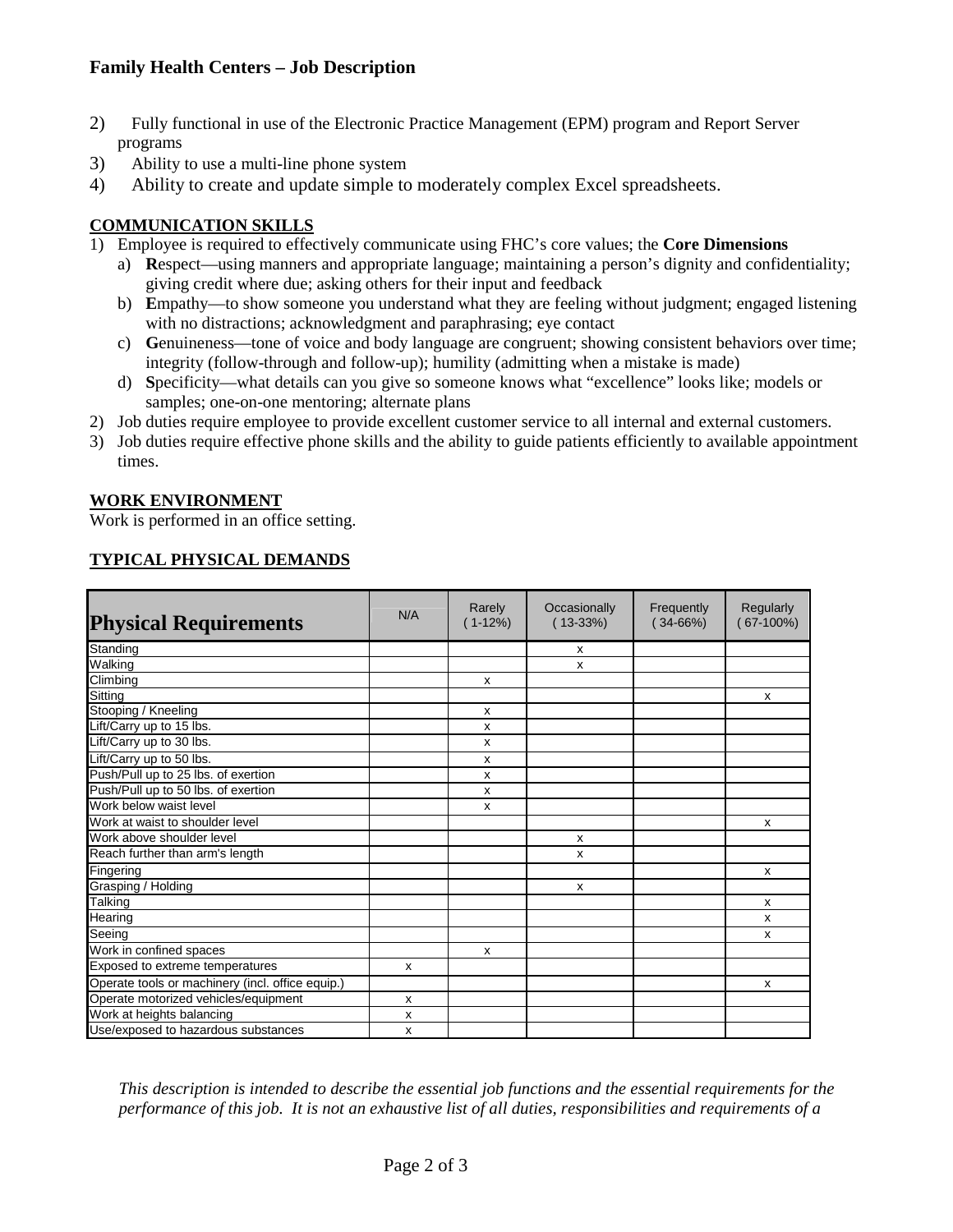2) Fully functional in use of the Electronic Practice Management (EPM) program and Report Server programs
3) Ability to use a multi-line phone system
4) Ability to create and update simple to moderately complex Excel spreadsheets.

**COMMUNICATION SKILLS**

1) Employee is required to effectively communicate using FHC's core values; the **Core Dimensions**
   a) **R**espect—using manners and appropriate language; maintaining a person's dignity and confidentiality; giving credit where due; asking others for their input and feedback
   b) **E**mpathy—to show someone you understand what they are feeling without judgment; engaged listening with no distractions; acknowledgment and paraphrasing; eye contact
   c) **G**enuineness—tone of voice and body language are congruent; showing consistent behaviors over time; integrity (follow-through and follow-up); humility (admitting when a mistake is made)
   d) **S**pecificity—what details can you give so someone knows what "excellence" looks like; models or samples; one-on-one mentoring; alternate plans
2) Job duties require employee to provide excellent customer service to all internal and external customers.
3) Job duties require effective phone skills and the ability to guide patients efficiently to available appointment times.

**WORK ENVIRONMENT**

Work is performed in an office setting.

**TYPICAL PHYSICAL DEMANDS**

| Physical Requirements | N/A | Rarely (1-12%) | Occasionally (13-33%) | Frequently (34-66%) | Regularly (67-100%) |
|---|---|---|---|---|---|
| Standing | | | x | | |
| Walking | | | x | | |
| Climbing | | x | | | |
| Sitting | | | | | x |
| Stooping / Kneeling | | x | | | |
| Lift/Carry up to 15 lbs. | | x | | | |
| Lift/Carry up to 30 lbs. | | x | | | |
| Lift/Carry up to 50 lbs. | | x | | | |
| Push/Pull up to 25 lbs. of exertion | | x | | | |
| Push/Pull up to 50 lbs. of exertion | | x | | | |
| Work below waist level | | x | | | |
| Work at waist to shoulder level | | | | | x |
| Work above shoulder level | | | x | | |
| Reach further than arm's length | | | x | | |
| Fingering | | | | | x |
| Grasping / Holding | | | x | | |
| Talking | | | | | x |
| Hearing | | | | | x |
| Seeing | | | | | x |
| Work in confined spaces | | x | | | |
| Exposed to extreme temperatures | x | | | | |
| Operate tools or machinery (incl. office equip.) | | | | | x |
| Operate motorized vehicles/equipment | x | | | | |
| Work at heights balancing | x | | | | |
| Use/exposed to hazardous substances | x | | | | |

*This description is intended to describe the essential job functions and the essential requirements for the performance of this job. It is not an exhaustive list of all duties, responsibilities and requirements of a*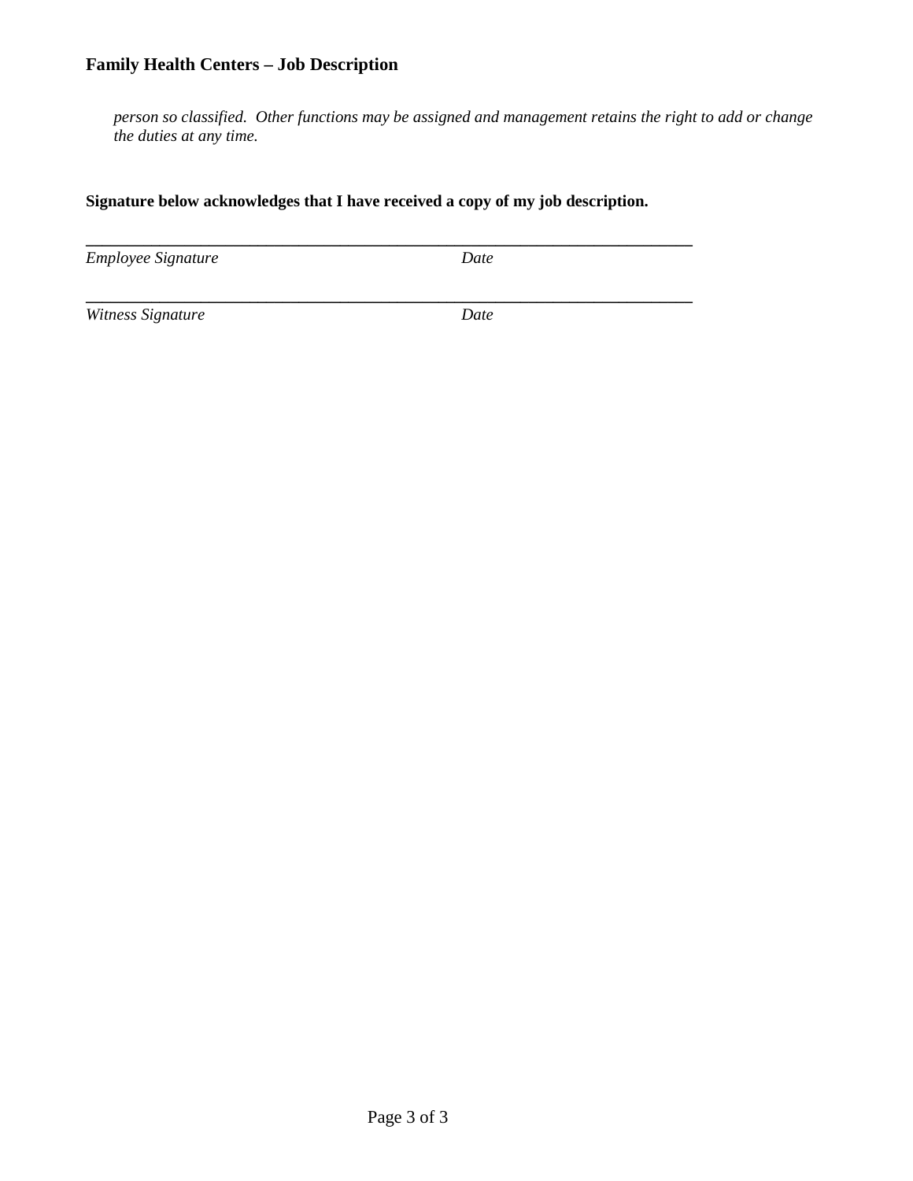*person so classified. Other functions may be assigned and management retains the right to add or change the duties at any time.*

**Signature below acknowledges that I have received a copy of my job description.**

______________________________________________________________________________

*Employee Signature* *Date*

______________________________________________________________________________

*Witness Signature* *Date*